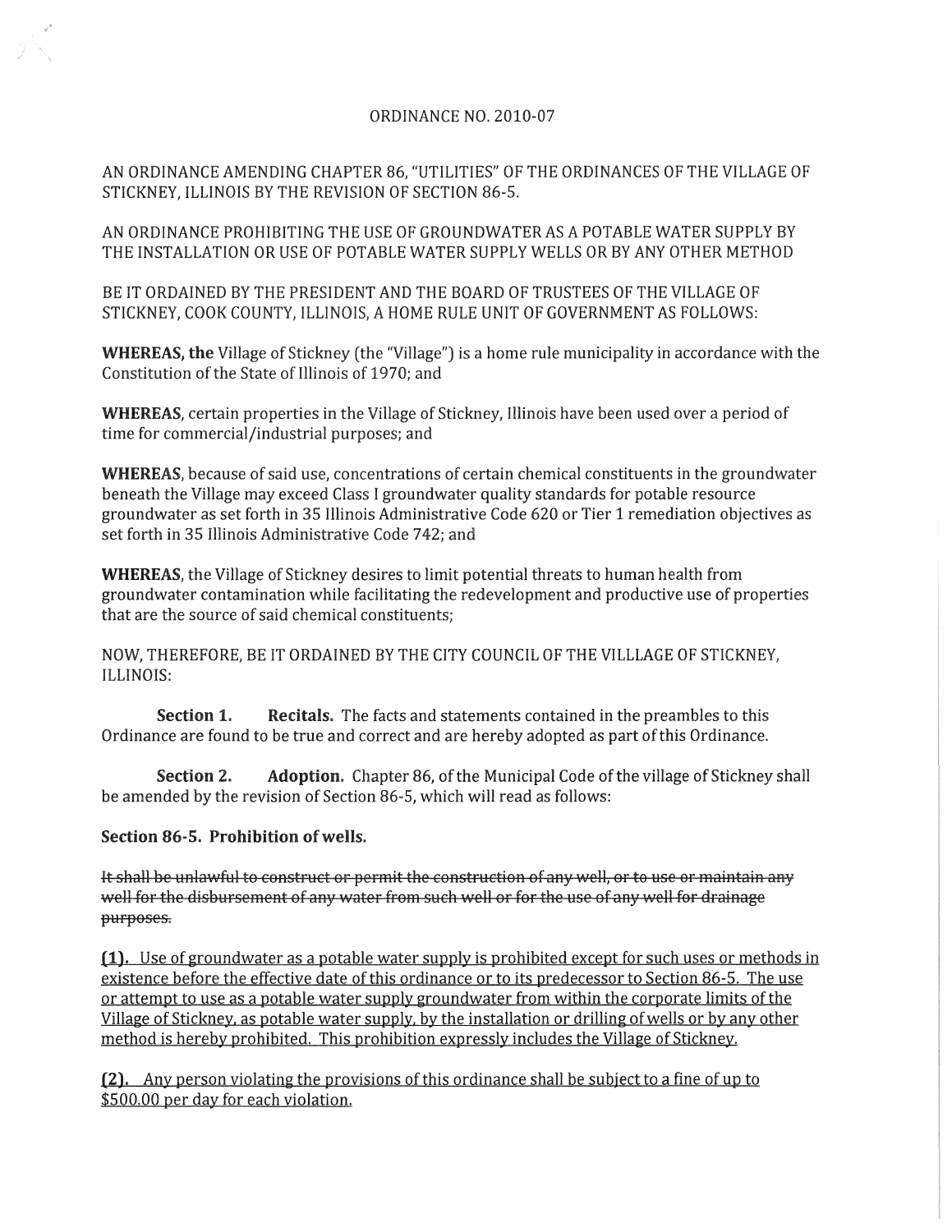ORDINANCE NO. 2010-07

AN ORDINANCE AMENDING CHAPTER 86, "UTILITIES" OF THE ORDINANCES OF THE VILLAGE OF STICKNEY, ILLINOIS BY THE REVISION OF SECTION 86-5.

AN ORDINANCE PROHIBITING THE USE OF GROUNDWATER AS A POTABLE WATER SUPPLY BY THE INSTALLATION OR USE OF POTABLE WATER SUPPLY WELLS OR BY ANY OTHER METHOD

BE IT ORDAINED BY THE PRESIDENT AND THE BOARD OF TRUSTEES OF THE VILLAGE OF STICKNEY, COOK COUNTY, ILLINOIS, A HOME RULE UNIT OF GOVERNMENT AS FOLLOWS:

**WHEREAS, the** Village of Stickney (the "Village") is a home rule municipality in accordance with the Constitution of the State of Illinois of 1970; and

**WHEREAS**, certain properties in the Village of Stickney, Illinois have been used over a period of time for commercial/industrial purposes; and

**WHEREAS**, because of said use, concentrations of certain chemical constituents in the groundwater beneath the Village may exceed Class I groundwater quality standards for potable resource groundwater as set forth in 35 Illinois Administrative Code 620 or Tier 1 remediation objectives as set forth in 35 Illinois Administrative Code 742; and

**WHEREAS**, the Village of Stickney desires to limit potential threats to human health from groundwater contamination while facilitating the redevelopment and productive use of properties that are the source of said chemical constituents;

NOW, THEREFORE, BE IT ORDAINED BY THE CITY COUNCIL OF THE VILLLAGE OF STICKNEY, ILLINOIS:

**Section 1. Recitals.** The facts and statements contained in the preambles to this Ordinance are found to be true and correct and are hereby adopted as part of this Ordinance.

**Section 2. Adoption.** Chapter 86, of the Municipal Code of the village of Stickney shall be amended by the revision of Section 86-5, which will read as follows:

**Section 86-5. Prohibition of wells.**

~~It shall be unlawful to construct or permit the construction of any well, or to use or maintain any well for the disbursement of any water from such well or for the use of any well for drainage purposes.~~

<u>**(1).** Use of groundwater as a potable water supply is prohibited except for such uses or methods in existence before the effective date of this ordinance or to its predecessor to Section 86-5. The use or attempt to use as a potable water supply groundwater from within the corporate limits of the Village of Stickney, as potable water supply, by the installation or drilling of wells or by any other method is hereby prohibited. This prohibition expressly includes the Village of Stickney.</u>

<u>**(2).** Any person violating the provisions of this ordinance shall be subject to a fine of up to $500.00 per day for each violation.</u>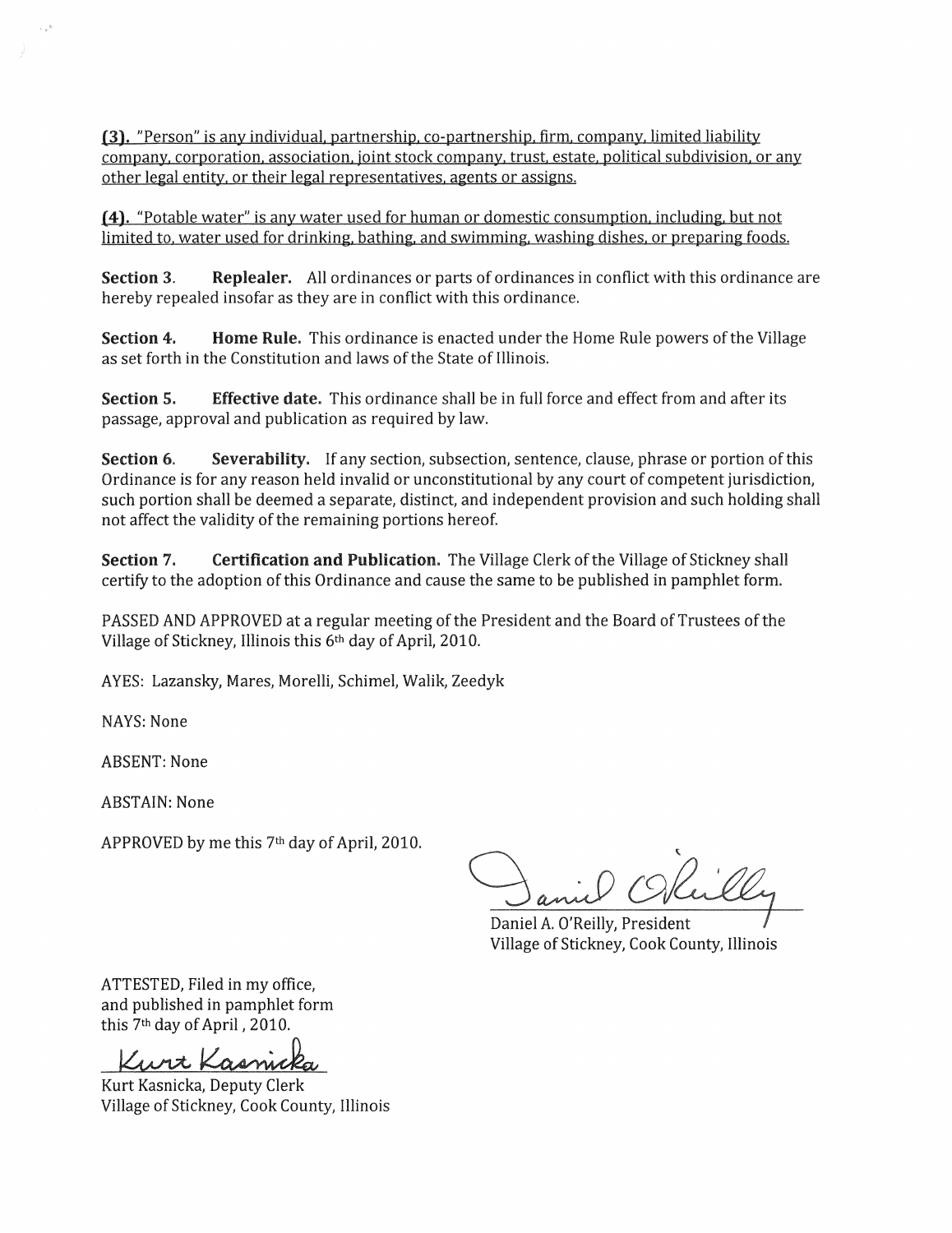(3). "Person" is any individual, partnership, co-partnership, firm, company, limited liability company, corporation, association, joint stock company, trust, estate, political subdivision, or any other legal entity, or their legal representatives, agents or assigns.

(4). "Potable water" is any water used for human or domestic consumption, including, but not limited to, water used for drinking, bathing, and swimming, washing dishes, or preparing foods.

**Section 3.** **Replealer.** All ordinances or parts of ordinances in conflict with this ordinance are hereby repealed insofar as they are in conflict with this ordinance.

**Section 4.** **Home Rule.** This ordinance is enacted under the Home Rule powers of the Village as set forth in the Constitution and laws of the State of Illinois.

**Section 5.** **Effective date.** This ordinance shall be in full force and effect from and after its passage, approval and publication as required by law.

**Section 6.** **Severability.** If any section, subsection, sentence, clause, phrase or portion of this Ordinance is for any reason held invalid or unconstitutional by any court of competent jurisdiction, such portion shall be deemed a separate, distinct, and independent provision and such holding shall not affect the validity of the remaining portions hereof.

**Section 7.** **Certification and Publication.** The Village Clerk of the Village of Stickney shall certify to the adoption of this Ordinance and cause the same to be published in pamphlet form.

PASSED AND APPROVED at a regular meeting of the President and the Board of Trustees of the Village of Stickney, Illinois this 6th day of April, 2010.

AYES: Lazansky, Mares, Morelli, Schimel, Walik, Zeedyk

NAYS: None

ABSENT: None

ABSTAIN: None

APPROVED by me this 7th day of April, 2010.

Daniel O'Reilly

Daniel A. O'Reilly, President
Village of Stickney, Cook County, Illinois

ATTESTED, Filed in my office,
and published in pamphlet form
this 7th day of April , 2010.

Kurt Kasnicka

Kurt Kasnicka, Deputy Clerk
Village of Stickney, Cook County, Illinois